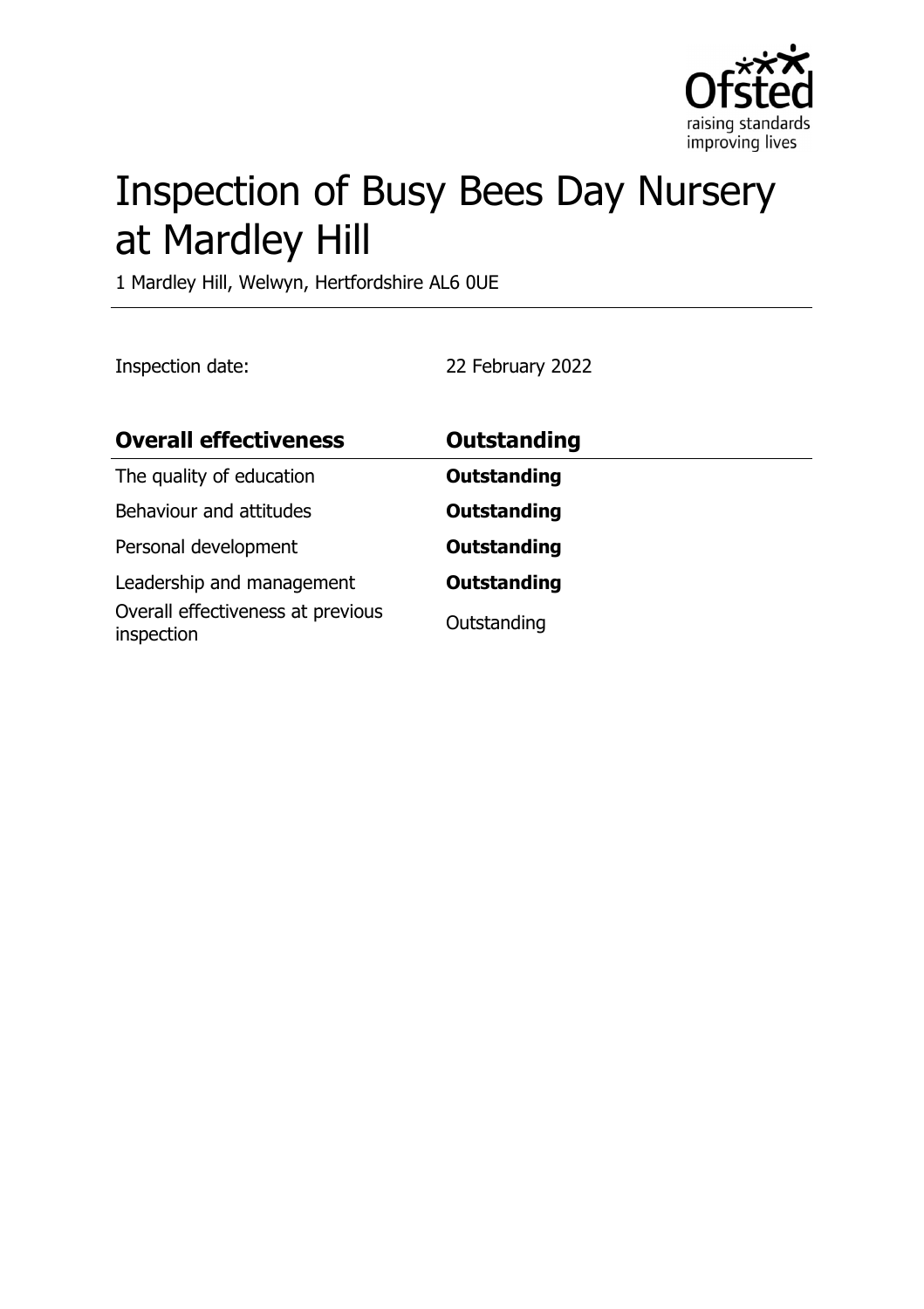# Inspection of Busy Bees Day Nursery at Mardley Hill

1 Mardley Hill, Welwyn, Hertfordshire AL6 0UE

Inspection date: 22 February 2022

| **Overall effectiveness** | **Outstanding** |
| --- | --- |
| The quality of education | **Outstanding** |
| Behaviour and attitudes | **Outstanding** |
| Personal development | **Outstanding** |
| Leadership and management | **Outstanding** |
| Overall effectiveness at previous inspection | Outstanding |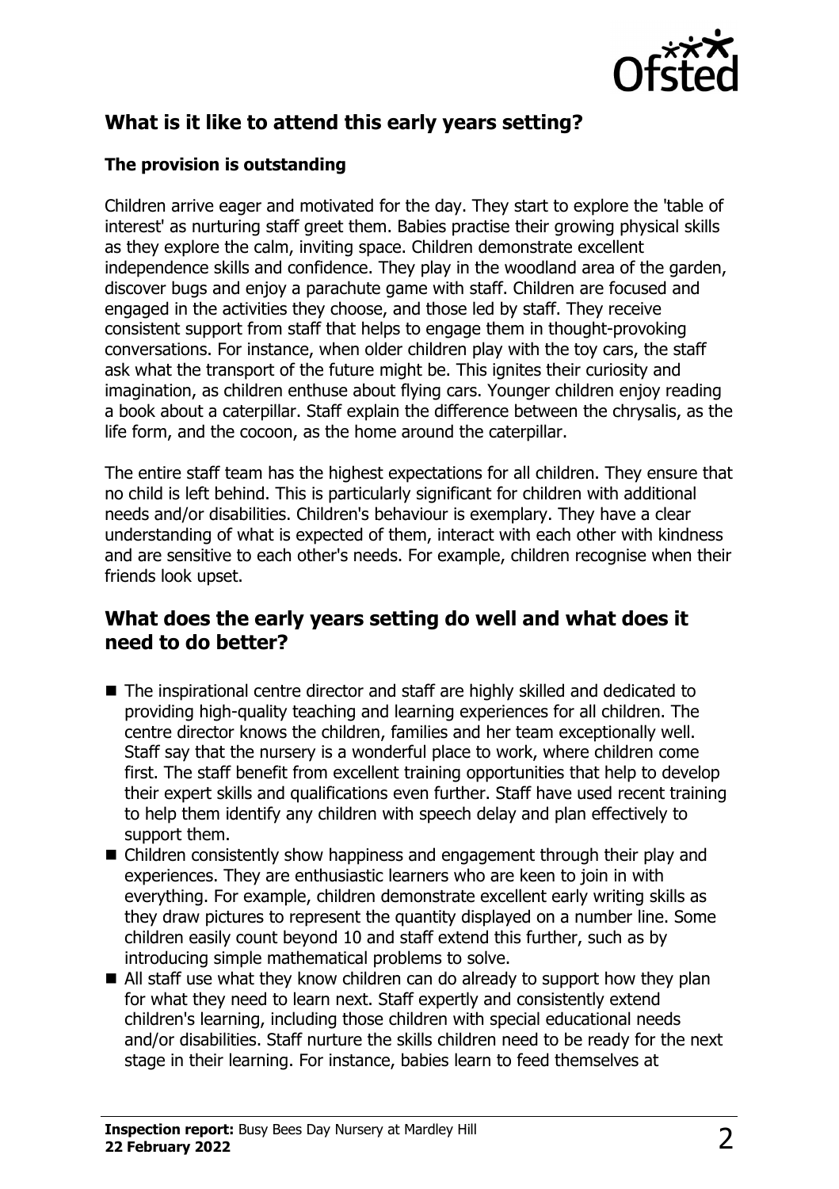## What is it like to attend this early years setting?

### The provision is outstanding

Children arrive eager and motivated for the day. They start to explore the 'table of interest' as nurturing staff greet them. Babies practise their growing physical skills as they explore the calm, inviting space. Children demonstrate excellent independence skills and confidence. They play in the woodland area of the garden, discover bugs and enjoy a parachute game with staff. Children are focused and engaged in the activities they choose, and those led by staff. They receive consistent support from staff that helps to engage them in thought-provoking conversations. For instance, when older children play with the toy cars, the staff ask what the transport of the future might be. This ignites their curiosity and imagination, as children enthuse about flying cars. Younger children enjoy reading a book about a caterpillar. Staff explain the difference between the chrysalis, as the life form, and the cocoon, as the home around the caterpillar.

The entire staff team has the highest expectations for all children. They ensure that no child is left behind. This is particularly significant for children with additional needs and/or disabilities. Children's behaviour is exemplary. They have a clear understanding of what is expected of them, interact with each other with kindness and are sensitive to each other's needs. For example, children recognise when their friends look upset.

## What does the early years setting do well and what does it need to do better?

- The inspirational centre director and staff are highly skilled and dedicated to providing high-quality teaching and learning experiences for all children. The centre director knows the children, families and her team exceptionally well. Staff say that the nursery is a wonderful place to work, where children come first. The staff benefit from excellent training opportunities that help to develop their expert skills and qualifications even further. Staff have used recent training to help them identify any children with speech delay and plan effectively to support them.
- Children consistently show happiness and engagement through their play and experiences. They are enthusiastic learners who are keen to join in with everything. For example, children demonstrate excellent early writing skills as they draw pictures to represent the quantity displayed on a number line. Some children easily count beyond 10 and staff extend this further, such as by introducing simple mathematical problems to solve.
- All staff use what they know children can do already to support how they plan for what they need to learn next. Staff expertly and consistently extend children's learning, including those children with special educational needs and/or disabilities. Staff nurture the skills children need to be ready for the next stage in their learning. For instance, babies learn to feed themselves at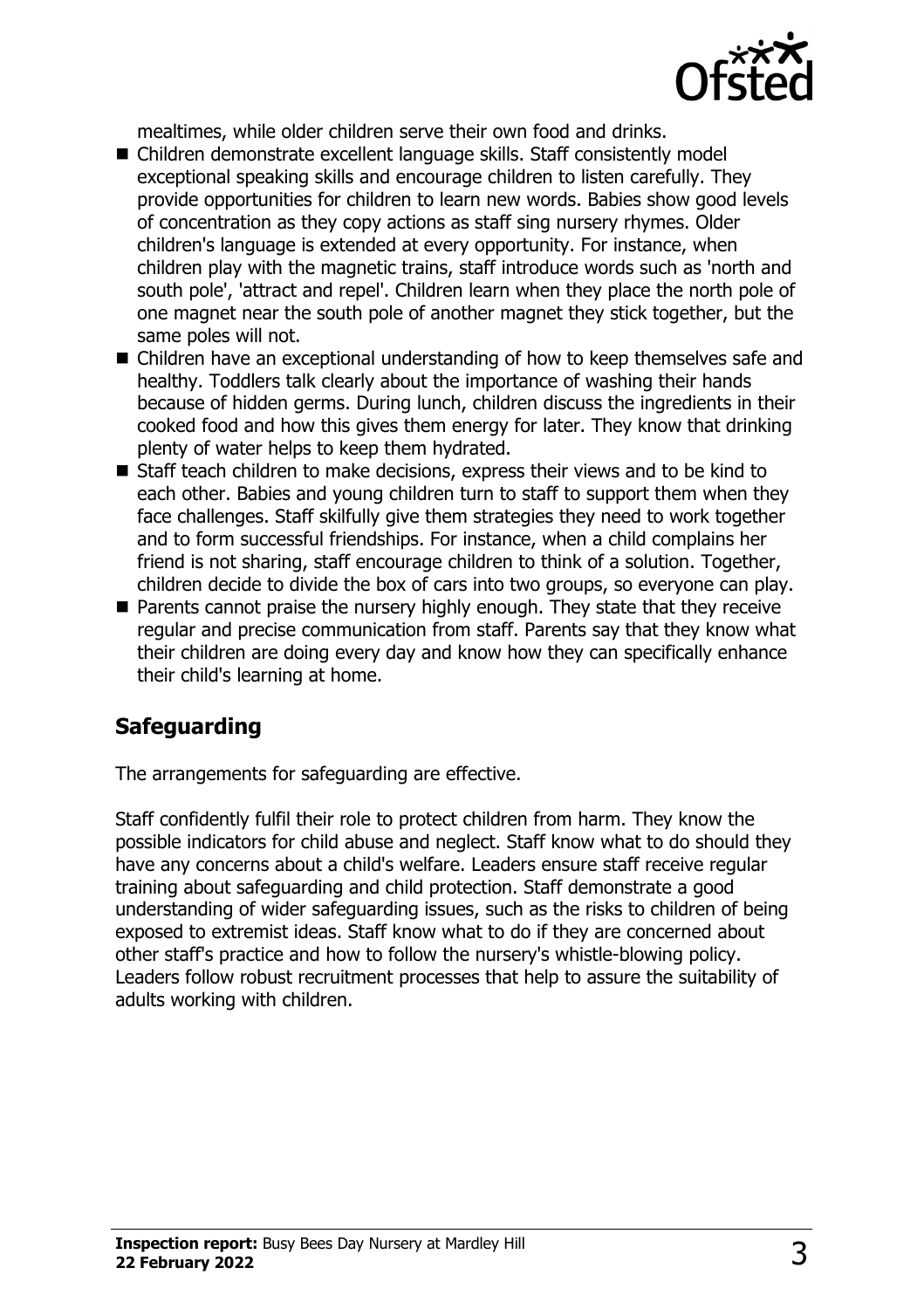mealtimes, while older children serve their own food and drinks.

- Children demonstrate excellent language skills. Staff consistently model exceptional speaking skills and encourage children to listen carefully. They provide opportunities for children to learn new words. Babies show good levels of concentration as they copy actions as staff sing nursery rhymes. Older children's language is extended at every opportunity. For instance, when children play with the magnetic trains, staff introduce words such as 'north and south pole', 'attract and repel'. Children learn when they place the north pole of one magnet near the south pole of another magnet they stick together, but the same poles will not.
- Children have an exceptional understanding of how to keep themselves safe and healthy. Toddlers talk clearly about the importance of washing their hands because of hidden germs. During lunch, children discuss the ingredients in their cooked food and how this gives them energy for later. They know that drinking plenty of water helps to keep them hydrated.
- Staff teach children to make decisions, express their views and to be kind to each other. Babies and young children turn to staff to support them when they face challenges. Staff skilfully give them strategies they need to work together and to form successful friendships. For instance, when a child complains her friend is not sharing, staff encourage children to think of a solution. Together, children decide to divide the box of cars into two groups, so everyone can play.
- Parents cannot praise the nursery highly enough. They state that they receive regular and precise communication from staff. Parents say that they know what their children are doing every day and know how they can specifically enhance their child's learning at home.

## Safeguarding

The arrangements for safeguarding are effective.

Staff confidently fulfil their role to protect children from harm. They know the possible indicators for child abuse and neglect. Staff know what to do should they have any concerns about a child's welfare. Leaders ensure staff receive regular training about safeguarding and child protection. Staff demonstrate a good understanding of wider safeguarding issues, such as the risks to children of being exposed to extremist ideas. Staff know what to do if they are concerned about other staff's practice and how to follow the nursery's whistle-blowing policy. Leaders follow robust recruitment processes that help to assure the suitability of adults working with children.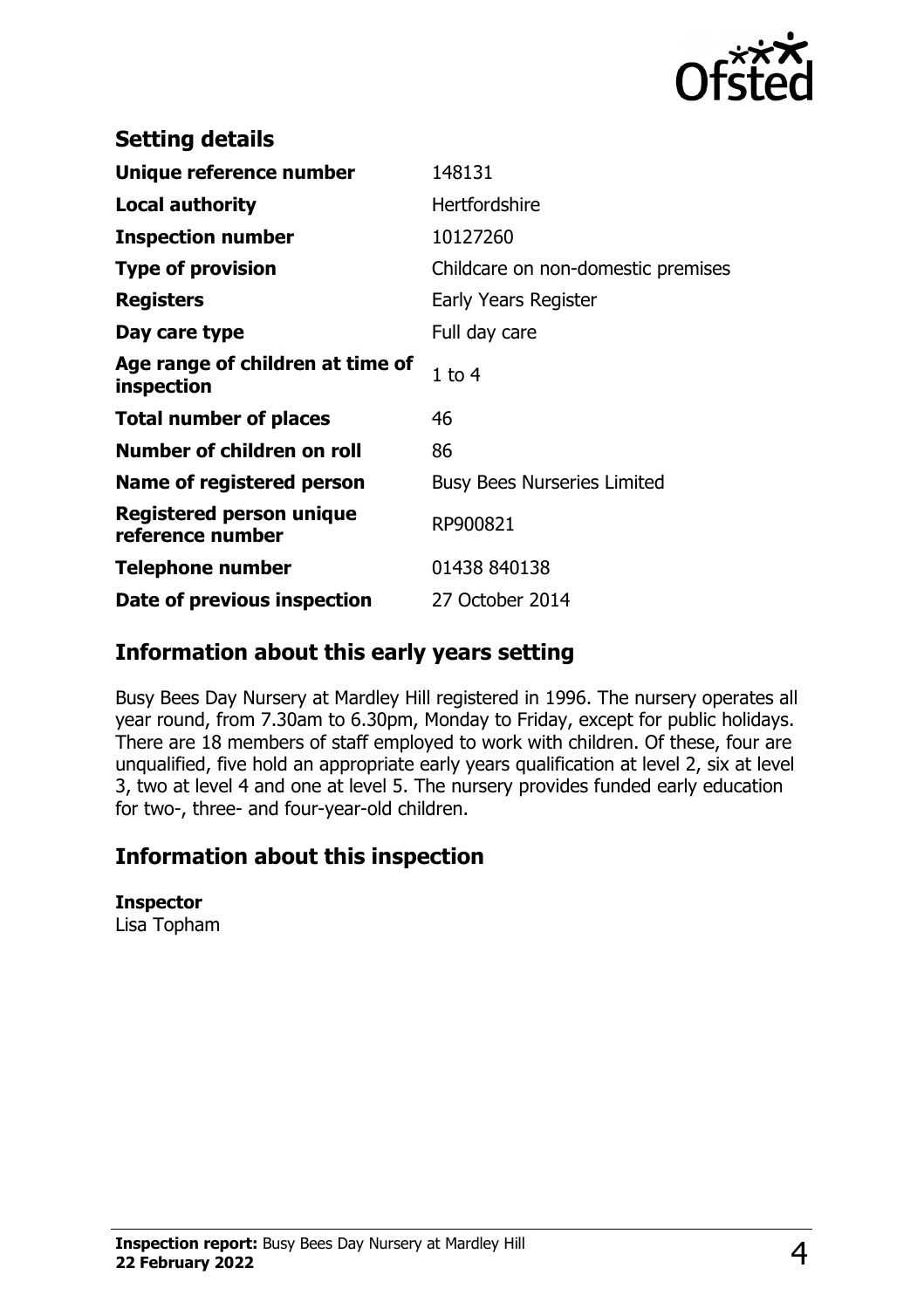## Setting details

| | |
|---|---|
| **Unique reference number** | 148131 |
| **Local authority** | Hertfordshire |
| **Inspection number** | 10127260 |
| **Type of provision** | Childcare on non-domestic premises |
| **Registers** | Early Years Register |
| **Day care type** | Full day care |
| **Age range of children at time of inspection** | 1 to 4 |
| **Total number of places** | 46 |
| **Number of children on roll** | 86 |
| **Name of registered person** | Busy Bees Nurseries Limited |
| **Registered person unique reference number** | RP900821 |
| **Telephone number** | 01438 840138 |
| **Date of previous inspection** | 27 October 2014 |

## Information about this early years setting

Busy Bees Day Nursery at Mardley Hill registered in 1996. The nursery operates all year round, from 7.30am to 6.30pm, Monday to Friday, except for public holidays. There are 18 members of staff employed to work with children. Of these, four are unqualified, five hold an appropriate early years qualification at level 2, six at level 3, two at level 4 and one at level 5. The nursery provides funded early education for two-, three- and four-year-old children.

## Information about this inspection

**Inspector**
Lisa Topham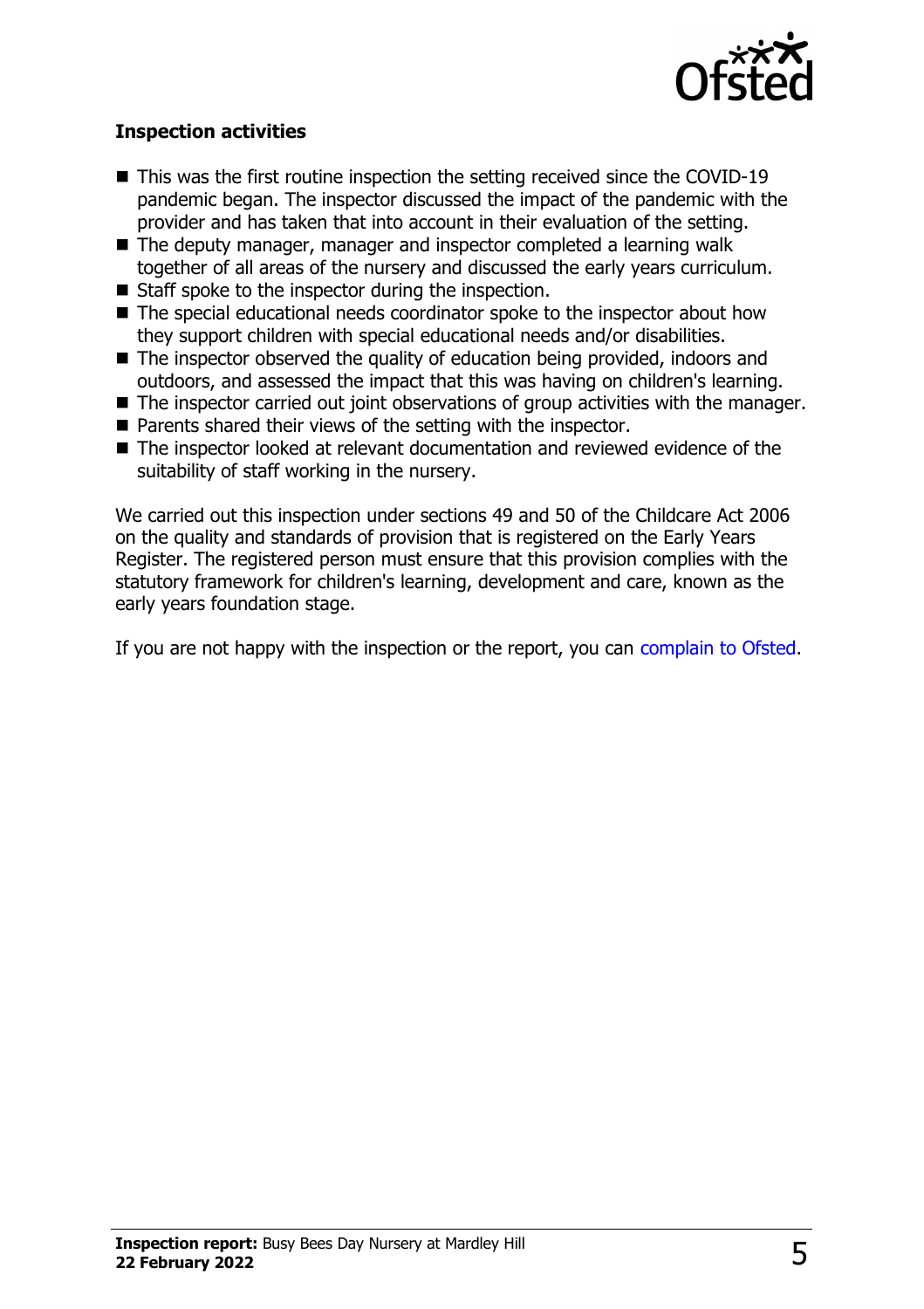**Inspection activities**

- This was the first routine inspection the setting received since the COVID-19 pandemic began. The inspector discussed the impact of the pandemic with the provider and has taken that into account in their evaluation of the setting.
- The deputy manager, manager and inspector completed a learning walk together of all areas of the nursery and discussed the early years curriculum.
- Staff spoke to the inspector during the inspection.
- The special educational needs coordinator spoke to the inspector about how they support children with special educational needs and/or disabilities.
- The inspector observed the quality of education being provided, indoors and outdoors, and assessed the impact that this was having on children's learning.
- The inspector carried out joint observations of group activities with the manager.
- Parents shared their views of the setting with the inspector.
- The inspector looked at relevant documentation and reviewed evidence of the suitability of staff working in the nursery.

We carried out this inspection under sections 49 and 50 of the Childcare Act 2006 on the quality and standards of provision that is registered on the Early Years Register. The registered person must ensure that this provision complies with the statutory framework for children's learning, development and care, known as the early years foundation stage.

If you are not happy with the inspection or the report, you can complain to Ofsted.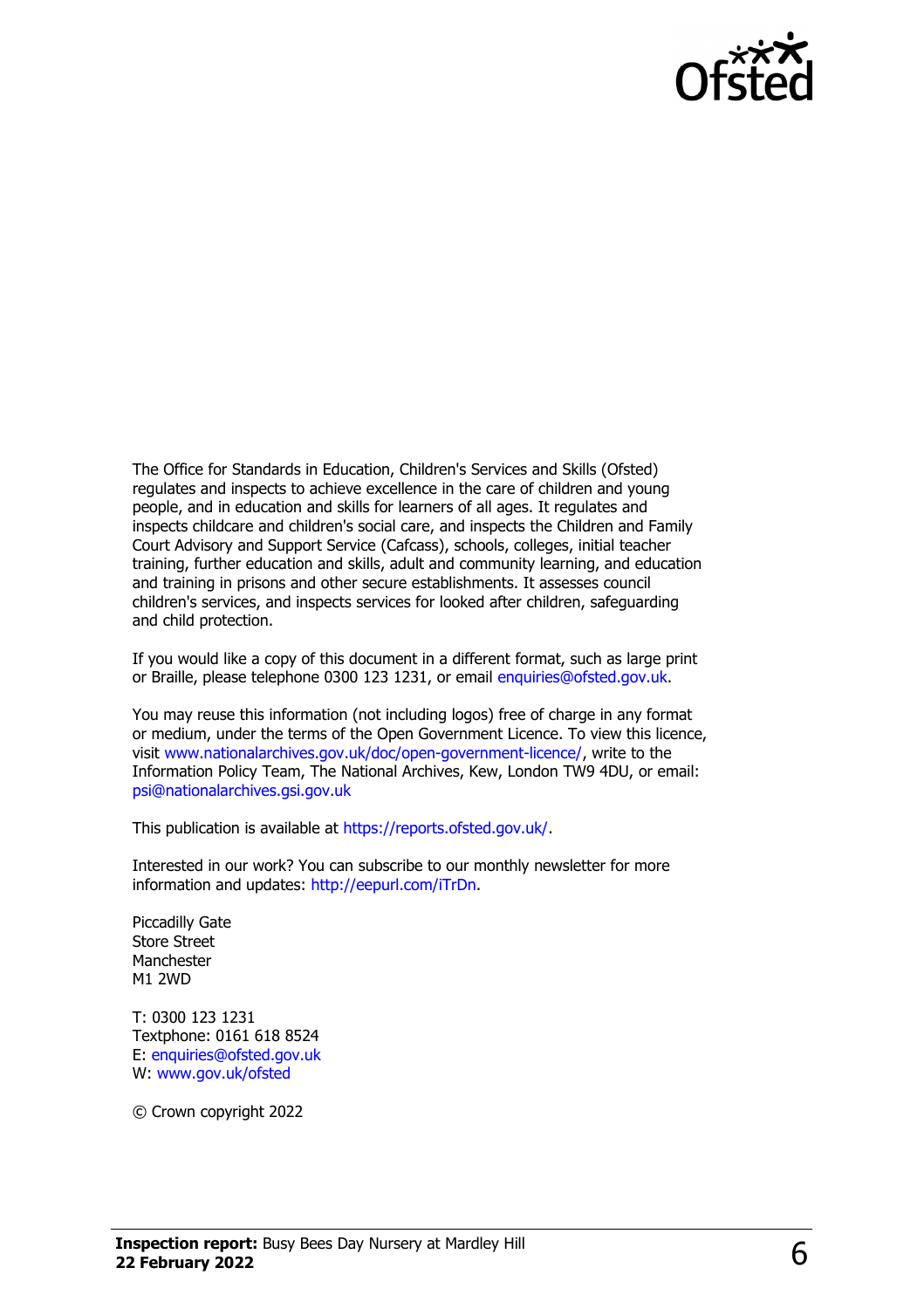The Office for Standards in Education, Children's Services and Skills (Ofsted) regulates and inspects to achieve excellence in the care of children and young people, and in education and skills for learners of all ages. It regulates and inspects childcare and children's social care, and inspects the Children and Family Court Advisory and Support Service (Cafcass), schools, colleges, initial teacher training, further education and skills, adult and community learning, and education and training in prisons and other secure establishments. It assesses council children's services, and inspects services for looked after children, safeguarding and child protection.

If you would like a copy of this document in a different format, such as large print or Braille, please telephone 0300 123 1231, or email enquiries@ofsted.gov.uk.

You may reuse this information (not including logos) free of charge in any format or medium, under the terms of the Open Government Licence. To view this licence, visit www.nationalarchives.gov.uk/doc/open-government-licence/, write to the Information Policy Team, The National Archives, Kew, London TW9 4DU, or email: psi@nationalarchives.gsi.gov.uk

This publication is available at https://reports.ofsted.gov.uk/.

Interested in our work? You can subscribe to our monthly newsletter for more information and updates: http://eepurl.com/iTrDn.

Piccadilly Gate  
Store Street  
Manchester  
M1 2WD

T: 0300 123 1231  
Textphone: 0161 618 8524  
E: enquiries@ofsted.gov.uk  
W: www.gov.uk/ofsted

© Crown copyright 2022